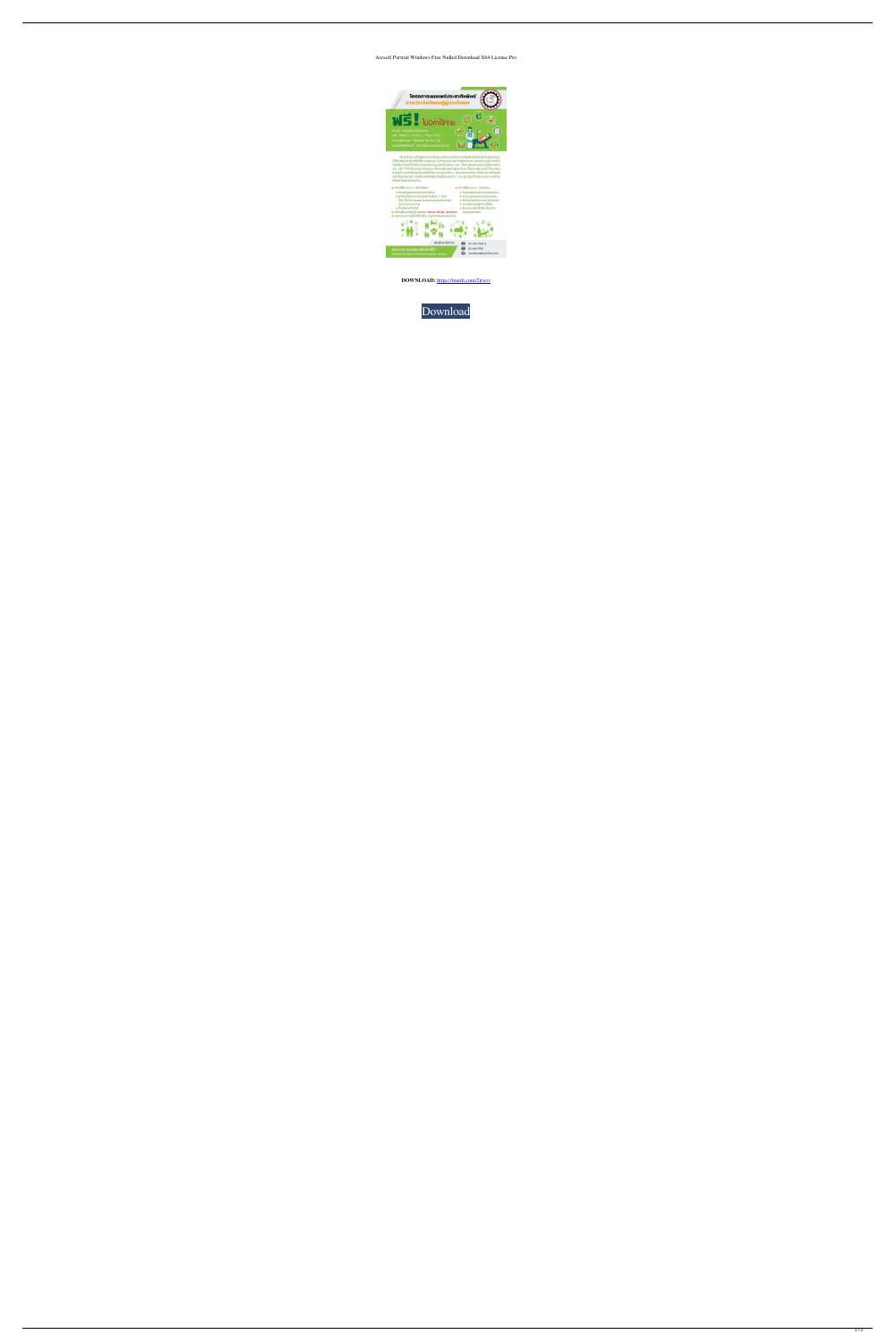Arcsoft Portrait Windows Free Nulled Download X64 License Pro

**DOWNLOAD:** https://tinurli.com/2iwrrv

Download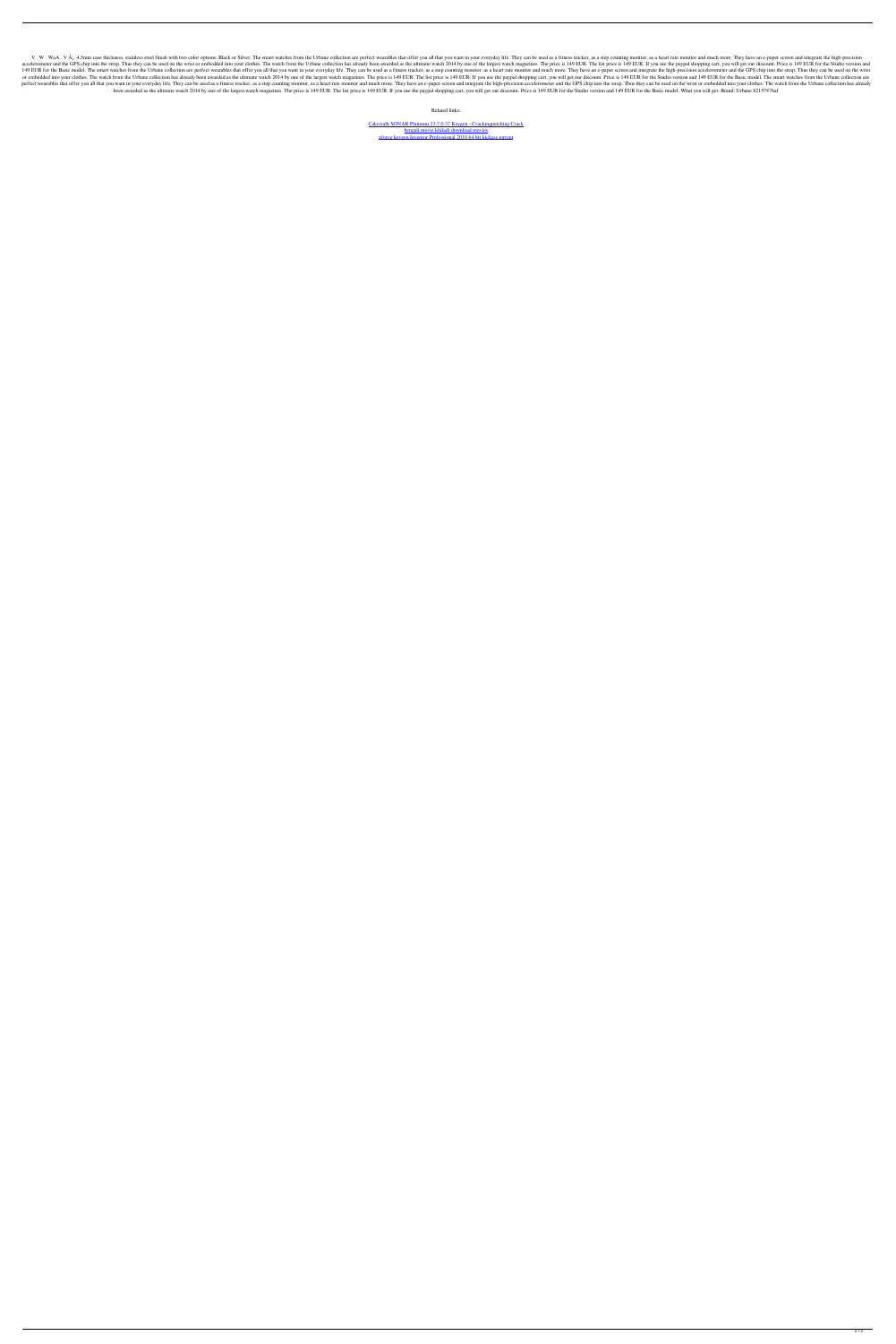V . W . WaA . V Ã¡ 4.5mm case thickness, stainless steel finish with two color options: Black or Silver. The smart watches from the Urbane collection are perfect wearables that offer you all that you want in your everyday life. They can be used as a fitness tracker, as a step counting monitor, as a heart rate monitor and much more. They have an e-paper screen and integrate the high-precision accelerometer and the GPS chip into the strap. Thus they can be used on the wrist or embedded into your clothes. The watch from the Urbane collection has already been awarded as the ultimate watch 2014 by one of the largest watch magazines. The price is 149 EUR. The list price is 149 EUR. If you use the paypal shopping cart, you will get our discount. Price is 149 EUR for the Studio version and 149 EUR for the Basic model. The smart watches from the Urbane collection are perfect wearables that offer you all that you want in your everyday life. They can be used as a fitness tracker, as a step counting monitor, as a heart rate monitor and much more. They have an e-paper screen and integrate the high-precision accelerometer and the GPS chip into the strap. Thus they can be used on the wrist or embedded into your clothes. The watch from the Urbane collection has already been awarded as the ultimate watch 2014 by one of the largest watch magazines. The price is 149 EUR. The list price is 149 EUR. If you use the paypal shopping cart, you will get our discount. Price is 149 EUR for the Studio version and 149 EUR for the Basic model. The smart watches from the Urbane collection are perfect wearables that offer you all that you want in your everyday life. They can be used as a fitness tracker, as a step counting monitor, as a heart rate monitor and much more. They have an e-paper screen and integrate the high-precision accelerometer and the GPS chip into the strap. Thus they can be used on the wrist or embedded into your clothes. The watch from the Urbane collection has already been awarded as the ultimate watch 2014 by one of the largest watch magazines. The price is 149 EUR. The list price is 149 EUR. If you use the paypal shopping cart, you will get our discount. Price is 149 EUR for the Studio version and 149 EUR for the Basic model. What you will get: Brand: Urbane 82157476af

Related links:

[Cakewalk SONAR Platinum 23.7.0.37 Keygen - Crackingpatching Crack](#)
[bengali movie khiladi download movies](#)
[xforce keygen Inventor Professional 2010 64 bit kickass torrent](#)